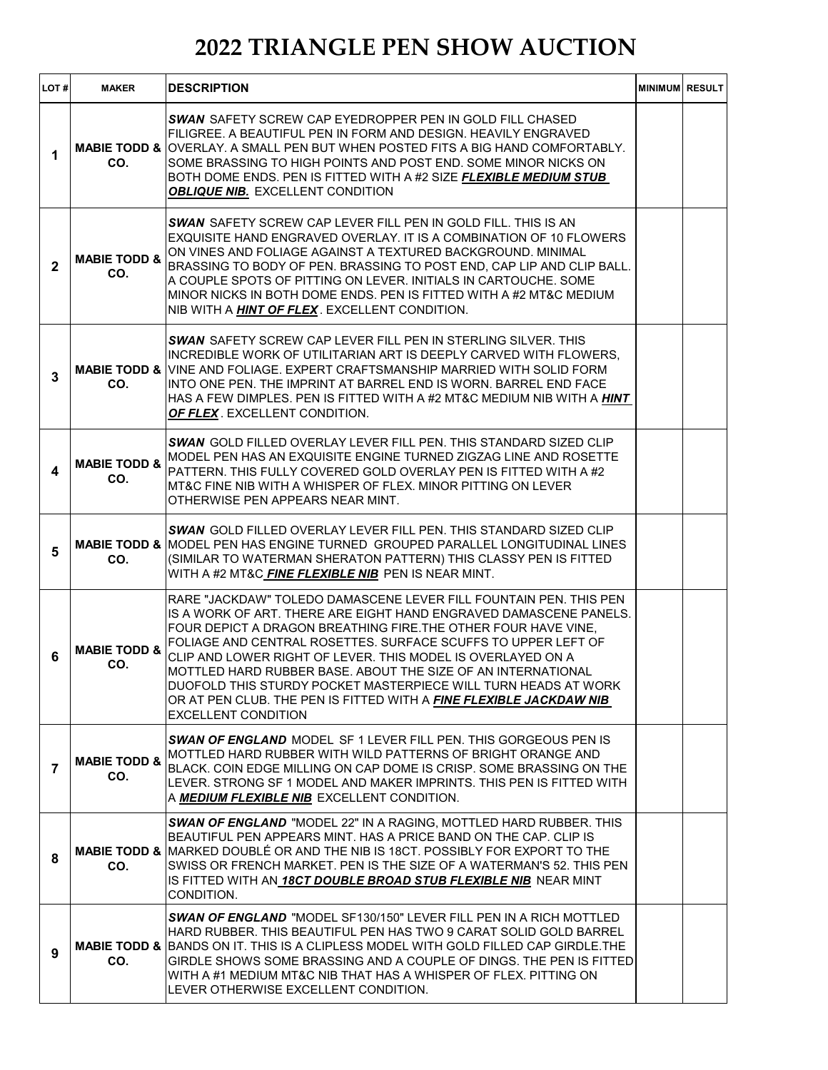# 2022 TRIANGLE PEN SHOW AUCTION

| LOT # | MAKER | DESCRIPTION | MINIMUM | RESULT |
|---|---|---|---|---|
| 1 | MABIE TODD & CO. | ***SWAN*** SAFETY SCREW CAP EYEDROPPER PEN IN GOLD FILL CHASED FILIGREE. A BEAUTIFUL PEN IN FORM AND DESIGN. HEAVILY ENGRAVED OVERLAY. A SMALL PEN BUT WHEN POSTED FITS A BIG HAND COMFORTABLY. SOME BRASSING TO HIGH POINTS AND POST END. SOME MINOR NICKS ON BOTH DOME ENDS. PEN IS FITTED WITH A #2 SIZE ***FLEXIBLE MEDIUM STUB OBLIQUE NIB.*** EXCELLENT CONDITION | | |
| 2 | MABIE TODD & CO. | ***SWAN*** SAFETY SCREW CAP LEVER FILL PEN IN GOLD FILL. THIS IS AN EXQUISITE HAND ENGRAVED OVERLAY. IT IS A COMBINATION OF 10 FLOWERS ON VINES AND FOLIAGE AGAINST A TEXTURED BACKGROUND. MINIMAL BRASSING TO BODY OF PEN. BRASSING TO POST END, CAP LIP AND CLIP BALL. A COUPLE SPOTS OF PITTING ON LEVER. INITIALS IN CARTOUCHE. SOME MINOR NICKS IN BOTH DOME ENDS. PEN IS FITTED WITH A #2 MT&C MEDIUM NIB WITH A ***HINT OF FLEX***. EXCELLENT CONDITION. | | |
| 3 | MABIE TODD & CO. | ***SWAN*** SAFETY SCREW CAP LEVER FILL PEN IN STERLING SILVER. THIS INCREDIBLE WORK OF UTILITARIAN ART IS DEEPLY CARVED WITH FLOWERS, VINE AND FOLIAGE. EXPERT CRAFTSMANSHIP MARRIED WITH SOLID FORM INTO ONE PEN. THE IMPRINT AT BARREL END IS WORN. BARREL END FACE HAS A FEW DIMPLES. PEN IS FITTED WITH A #2 MT&C MEDIUM NIB WITH A ***HINT OF FLEX***. EXCELLENT CONDITION. | | |
| 4 | MABIE TODD & CO. | ***SWAN*** GOLD FILLED OVERLAY LEVER FILL PEN. THIS STANDARD SIZED CLIP MODEL PEN HAS AN EXQUISITE ENGINE TURNED ZIGZAG LINE AND ROSETTE PATTERN. THIS FULLY COVERED GOLD OVERLAY PEN IS FITTED WITH A #2 MT&C FINE NIB WITH A WHISPER OF FLEX. MINOR PITTING ON LEVER OTHERWISE PEN APPEARS NEAR MINT. | | |
| 5 | MABIE TODD & CO. | ***SWAN*** GOLD FILLED OVERLAY LEVER FILL PEN. THIS STANDARD SIZED CLIP MODEL PEN HAS ENGINE TURNED GROUPED PARALLEL LONGITUDINAL LINES (SIMILAR TO WATERMAN SHERATON PATTERN) THIS CLASSY PEN IS FITTED WITH A #2 MT&C ***FINE FLEXIBLE NIB*** PEN IS NEAR MINT. | | |
| 6 | MABIE TODD & CO. | RARE "JACKDAW" TOLEDO DAMASCENE LEVER FILL FOUNTAIN PEN. THIS PEN IS A WORK OF ART. THERE ARE EIGHT HAND ENGRAVED DAMASCENE PANELS. FOUR DEPICT A DRAGON BREATHING FIRE.THE OTHER FOUR HAVE VINE, FOLIAGE AND CENTRAL ROSETTES. SURFACE SCUFFS TO UPPER LEFT OF CLIP AND LOWER RIGHT OF LEVER. THIS MODEL IS OVERLAYED ON A MOTTLED HARD RUBBER BASE. ABOUT THE SIZE OF AN INTERNATIONAL DUOFOLD THIS STURDY POCKET MASTERPIECE WILL TURN HEADS AT WORK OR AT PEN CLUB. THE PEN IS FITTED WITH A ***FINE FLEXIBLE JACKDAW NIB*** EXCELLENT CONDITION | | |
| 7 | MABIE TODD & CO. | ***SWAN OF ENGLAND*** MODEL SF 1 LEVER FILL PEN. THIS GORGEOUS PEN IS MOTTLED HARD RUBBER WITH WILD PATTERNS OF BRIGHT ORANGE AND BLACK. COIN EDGE MILLING ON CAP DOME IS CRISP. SOME BRASSING ON THE LEVER. STRONG SF 1 MODEL AND MAKER IMPRINTS. THIS PEN IS FITTED WITH A ***MEDIUM FLEXIBLE NIB*** EXCELLENT CONDITION. | | |
| 8 | MABIE TODD & CO. | ***SWAN OF ENGLAND*** "MODEL 22" IN A RAGING, MOTTLED HARD RUBBER. THIS BEAUTIFUL PEN APPEARS MINT. HAS A PRICE BAND ON THE CAP. CLIP IS MARKED DOUBLÉ OR AND THE NIB IS 18CT. POSSIBLY FOR EXPORT TO THE SWISS OR FRENCH MARKET. PEN IS THE SIZE OF A WATERMAN'S 52. THIS PEN IS FITTED WITH AN ***18CT DOUBLE BROAD STUB FLEXIBLE NIB*** NEAR MINT CONDITION. | | |
| 9 | MABIE TODD & CO. | ***SWAN OF ENGLAND*** "MODEL SF130/150" LEVER FILL PEN IN A RICH MOTTLED HARD RUBBER. THIS BEAUTIFUL PEN HAS TWO 9 CARAT SOLID GOLD BARREL BANDS ON IT. THIS IS A CLIPLESS MODEL WITH GOLD FILLED CAP GIRDLE.THE GIRDLE SHOWS SOME BRASSING AND A COUPLE OF DINGS. THE PEN IS FITTED WITH A #1 MEDIUM MT&C NIB THAT HAS A WHISPER OF FLEX. PITTING ON LEVER OTHERWISE EXCELLENT CONDITION. | | |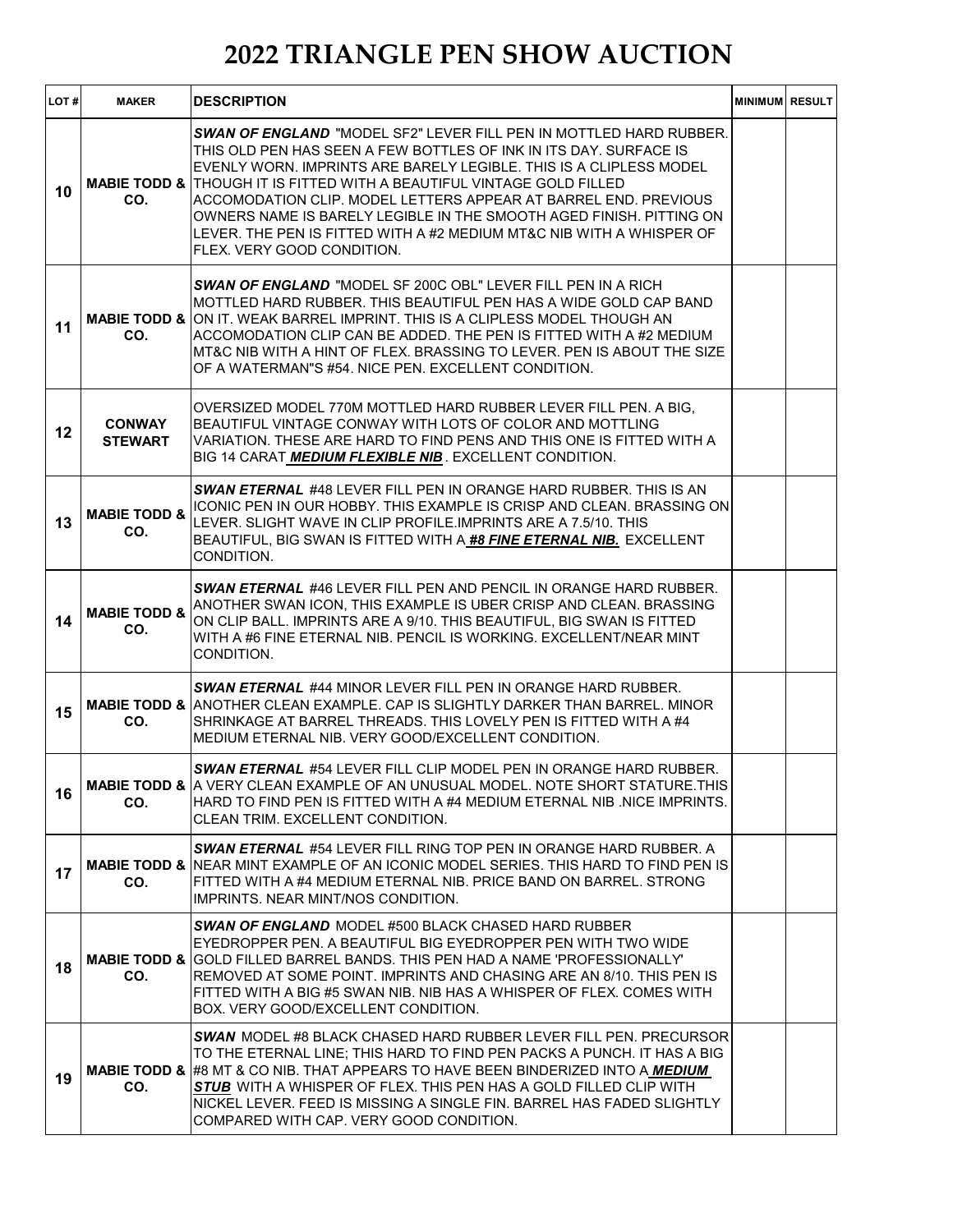# 2022 TRIANGLE PEN SHOW AUCTION

| LOT # | MAKER | DESCRIPTION | MINIMUM | RESULT |
|---|---|---|---|---|
| 10 | MABIE TODD & CO. | ***SWAN OF ENGLAND*** "MODEL SF2" LEVER FILL PEN IN MOTTLED HARD RUBBER. THIS OLD PEN HAS SEEN A FEW BOTTLES OF INK IN ITS DAY. SURFACE IS EVENLY WORN. IMPRINTS ARE BARELY LEGIBLE. THIS IS A CLIPLESS MODEL THOUGH IT IS FITTED WITH A BEAUTIFUL VINTAGE GOLD FILLED ACCOMODATION CLIP. MODEL LETTERS APPEAR AT BARREL END. PREVIOUS OWNERS NAME IS BARELY LEGIBLE IN THE SMOOTH AGED FINISH. PITTING ON LEVER. THE PEN IS FITTED WITH A #2 MEDIUM MT&C NIB WITH A WHISPER OF FLEX. VERY GOOD CONDITION. | | |
| 11 | MABIE TODD & CO. | ***SWAN OF ENGLAND*** "MODEL SF 200C OBL" LEVER FILL PEN IN A RICH MOTTLED HARD RUBBER. THIS BEAUTIFUL PEN HAS A WIDE GOLD CAP BAND ON IT. WEAK BARREL IMPRINT. THIS IS A CLIPLESS MODEL THOUGH AN ACCOMODATION CLIP CAN BE ADDED. THE PEN IS FITTED WITH A #2 MEDIUM MT&C NIB WITH A HINT OF FLEX. BRASSING TO LEVER. PEN IS ABOUT THE SIZE OF A WATERMAN"S #54. NICE PEN. EXCELLENT CONDITION. | | |
| 12 | CONWAY STEWART | OVERSIZED MODEL 770M MOTTLED HARD RUBBER LEVER FILL PEN. A BIG, BEAUTIFUL VINTAGE CONWAY WITH LOTS OF COLOR AND MOTTLING VARIATION. THESE ARE HARD TO FIND PENS AND THIS ONE IS FITTED WITH A BIG 14 CARAT ***MEDIUM FLEXIBLE NIB*** . EXCELLENT CONDITION. | | |
| 13 | MABIE TODD & CO. | ***SWAN ETERNAL*** #48 LEVER FILL PEN IN ORANGE HARD RUBBER. THIS IS AN ICONIC PEN IN OUR HOBBY. THIS EXAMPLE IS CRISP AND CLEAN. BRASSING ON LEVER. SLIGHT WAVE IN CLIP PROFILE.IMPRINTS ARE A 7.5/10. THIS BEAUTIFUL, BIG SWAN IS FITTED WITH A ***#8 FINE ETERNAL NIB.*** EXCELLENT CONDITION. | | |
| 14 | MABIE TODD & CO. | ***SWAN ETERNAL*** #46 LEVER FILL PEN AND PENCIL IN ORANGE HARD RUBBER. ANOTHER SWAN ICON, THIS EXAMPLE IS UBER CRISP AND CLEAN. BRASSING ON CLIP BALL. IMPRINTS ARE A 9/10. THIS BEAUTIFUL, BIG SWAN IS FITTED WITH A #6 FINE ETERNAL NIB. PENCIL IS WORKING. EXCELLENT/NEAR MINT CONDITION. | | |
| 15 | MABIE TODD & CO. | ***SWAN ETERNAL*** #44 MINOR LEVER FILL PEN IN ORANGE HARD RUBBER. ANOTHER CLEAN EXAMPLE. CAP IS SLIGHTLY DARKER THAN BARREL. MINOR SHRINKAGE AT BARREL THREADS. THIS LOVELY PEN IS FITTED WITH A #4 MEDIUM ETERNAL NIB. VERY GOOD/EXCELLENT CONDITION. | | |
| 16 | MABIE TODD & CO. | ***SWAN ETERNAL*** #54 LEVER FILL CLIP MODEL PEN IN ORANGE HARD RUBBER. A VERY CLEAN EXAMPLE OF AN UNUSUAL MODEL. NOTE SHORT STATURE.THIS HARD TO FIND PEN IS FITTED WITH A #4 MEDIUM ETERNAL NIB .NICE IMPRINTS. CLEAN TRIM. EXCELLENT CONDITION. | | |
| 17 | MABIE TODD & CO. | ***SWAN ETERNAL*** #54 LEVER FILL RING TOP PEN IN ORANGE HARD RUBBER. A NEAR MINT EXAMPLE OF AN ICONIC MODEL SERIES. THIS HARD TO FIND PEN IS FITTED WITH A #4 MEDIUM ETERNAL NIB. PRICE BAND ON BARREL. STRONG IMPRINTS. NEAR MINT/NOS CONDITION. | | |
| 18 | MABIE TODD & CO. | ***SWAN OF ENGLAND*** MODEL #500 BLACK CHASED HARD RUBBER EYEDROPPER PEN. A BEAUTIFUL BIG EYEDROPPER PEN WITH TWO WIDE GOLD FILLED BARREL BANDS. THIS PEN HAD A NAME 'PROFESSIONALLY' REMOVED AT SOME POINT. IMPRINTS AND CHASING ARE AN 8/10. THIS PEN IS FITTED WITH A BIG #5 SWAN NIB. NIB HAS A WHISPER OF FLEX. COMES WITH BOX. VERY GOOD/EXCELLENT CONDITION. | | |
| 19 | MABIE TODD & CO. | ***SWAN*** MODEL #8 BLACK CHASED HARD RUBBER LEVER FILL PEN. PRECURSOR TO THE ETERNAL LINE; THIS HARD TO FIND PEN PACKS A PUNCH. IT HAS A BIG #8 MT & CO NIB. THAT APPEARS TO HAVE BEEN BINDERIZED INTO A ***MEDIUM STUB*** WITH A WHISPER OF FLEX. THIS PEN HAS A GOLD FILLED CLIP WITH NICKEL LEVER. FEED IS MISSING A SINGLE FIN. BARREL HAS FADED SLIGHTLY COMPARED WITH CAP. VERY GOOD CONDITION. | | |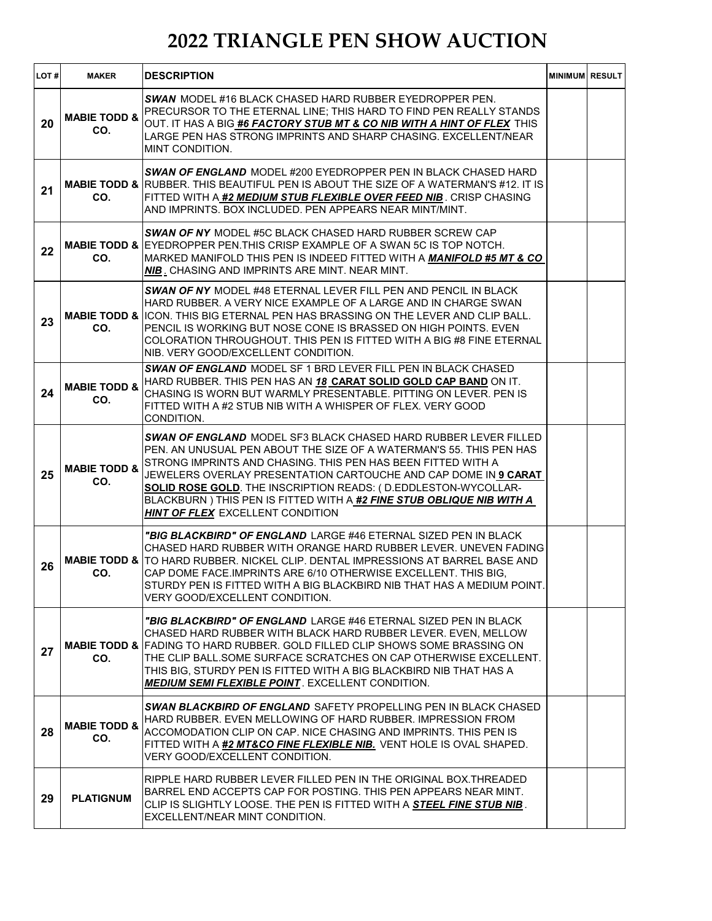# 2022 TRIANGLE PEN SHOW AUCTION

| LOT # | MAKER | DESCRIPTION | MINIMUM | RESULT |
|---|---|---|---|---|
| 20 | MABIE TODD & CO. | ***SWAN*** MODEL #16 BLACK CHASED HARD RUBBER EYEDROPPER PEN. PRECURSOR TO THE ETERNAL LINE; THIS HARD TO FIND PEN REALLY STANDS OUT. IT HAS A BIG ***#6 FACTORY STUB MT & CO NIB WITH A HINT OF FLEX*** THIS LARGE PEN HAS STRONG IMPRINTS AND SHARP CHASING. EXCELLENT/NEAR MINT CONDITION. | | |
| 21 | MABIE TODD & CO. | ***SWAN OF ENGLAND*** MODEL #200 EYEDROPPER PEN IN BLACK CHASED HARD RUBBER. THIS BEAUTIFUL PEN IS ABOUT THE SIZE OF A WATERMAN'S #12. IT IS FITTED WITH A ***#2 MEDIUM STUB FLEXIBLE OVER FEED NIB***. CRISP CHASING AND IMPRINTS. BOX INCLUDED. PEN APPEARS NEAR MINT/MINT. | | |
| 22 | MABIE TODD & CO. | ***SWAN OF NY*** MODEL #5C BLACK CHASED HARD RUBBER SCREW CAP EYEDROPPER PEN.THIS CRISP EXAMPLE OF A SWAN 5C IS TOP NOTCH. MARKED MANIFOLD THIS PEN IS INDEED FITTED WITH A ***MANIFOLD #5 MT & CO NIB***. CHASING AND IMPRINTS ARE MINT. NEAR MINT. | | |
| 23 | MABIE TODD & CO. | ***SWAN OF NY*** MODEL #48 ETERNAL LEVER FILL PEN AND PENCIL IN BLACK HARD RUBBER. A VERY NICE EXAMPLE OF A LARGE AND IN CHARGE SWAN ICON. THIS BIG ETERNAL PEN HAS BRASSING ON THE LEVER AND CLIP BALL. PENCIL IS WORKING BUT NOSE CONE IS BRASSED ON HIGH POINTS. EVEN COLORATION THROUGHOUT. THIS PEN IS FITTED WITH A BIG #8 FINE ETERNAL NIB. VERY GOOD/EXCELLENT CONDITION. | | |
| 24 | MABIE TODD & CO. | ***SWAN OF ENGLAND*** MODEL SF 1 BRD LEVER FILL PEN IN BLACK CHASED HARD RUBBER. THIS PEN HAS AN ***18* CARAT SOLID GOLD CAP BAND** ON IT. CHASING IS WORN BUT WARMLY PRESENTABLE. PITTING ON LEVER. PEN IS FITTED WITH A #2 STUB NIB WITH A WHISPER OF FLEX. VERY GOOD CONDITION. | | |
| 25 | MABIE TODD & CO. | ***SWAN OF ENGLAND*** MODEL SF3 BLACK CHASED HARD RUBBER LEVER FILLED PEN. AN UNUSUAL PEN ABOUT THE SIZE OF A WATERMAN'S 55. THIS PEN HAS STRONG IMPRINTS AND CHASING. THIS PEN HAS BEEN FITTED WITH A JEWELERS OVERLAY PRESENTATION CARTOUCHE AND CAP DOME IN **9 CARAT SOLID ROSE GOLD**. THE INSCRIPTION READS: ( D.EDDLESTON-WYCOLLAR-BLACKBURN ) THIS PEN IS FITTED WITH A ***#2 FINE STUB OBLIQUE NIB WITH A HINT OF FLEX*** EXCELLENT CONDITION | | |
| 26 | MABIE TODD & CO. | ***"BIG BLACKBIRD" OF ENGLAND*** LARGE #46 ETERNAL SIZED PEN IN BLACK CHASED HARD RUBBER WITH ORANGE HARD RUBBER LEVER. UNEVEN FADING TO HARD RUBBER. NICKEL CLIP. DENTAL IMPRESSIONS AT BARREL BASE AND CAP DOME FACE.IMPRINTS ARE 6/10 OTHERWISE EXCELLENT. THIS BIG, STURDY PEN IS FITTED WITH A BIG BLACKBIRD NIB THAT HAS A MEDIUM POINT. VERY GOOD/EXCELLENT CONDITION. | | |
| 27 | MABIE TODD & CO. | ***"BIG BLACKBIRD" OF ENGLAND*** LARGE #46 ETERNAL SIZED PEN IN BLACK CHASED HARD RUBBER WITH BLACK HARD RUBBER LEVER. EVEN, MELLOW FADING TO HARD RUBBER. GOLD FILLED CLIP SHOWS SOME BRASSING ON THE CLIP BALL.SOME SURFACE SCRATCHES ON CAP OTHERWISE EXCELLENT. THIS BIG, STURDY PEN IS FITTED WITH A BIG BLACKBIRD NIB THAT HAS A ***MEDIUM SEMI FLEXIBLE POINT***. EXCELLENT CONDITION. | | |
| 28 | MABIE TODD & CO. | ***SWAN BLACKBIRD OF ENGLAND*** SAFETY PROPELLING PEN IN BLACK CHASED HARD RUBBER. EVEN MELLOWING OF HARD RUBBER. IMPRESSION FROM ACCOMODATION CLIP ON CAP. NICE CHASING AND IMPRINTS. THIS PEN IS FITTED WITH A ***#2 MT&CO FINE FLEXIBLE NIB.*** VENT HOLE IS OVAL SHAPED. VERY GOOD/EXCELLENT CONDITION. | | |
| 29 | PLATIGNUM | RIPPLE HARD RUBBER LEVER FILLED PEN IN THE ORIGINAL BOX.THREADED BARREL END ACCEPTS CAP FOR POSTING. THIS PEN APPEARS NEAR MINT. CLIP IS SLIGHTLY LOOSE. THE PEN IS FITTED WITH A ***STEEL FINE STUB NIB***. EXCELLENT/NEAR MINT CONDITION. | | |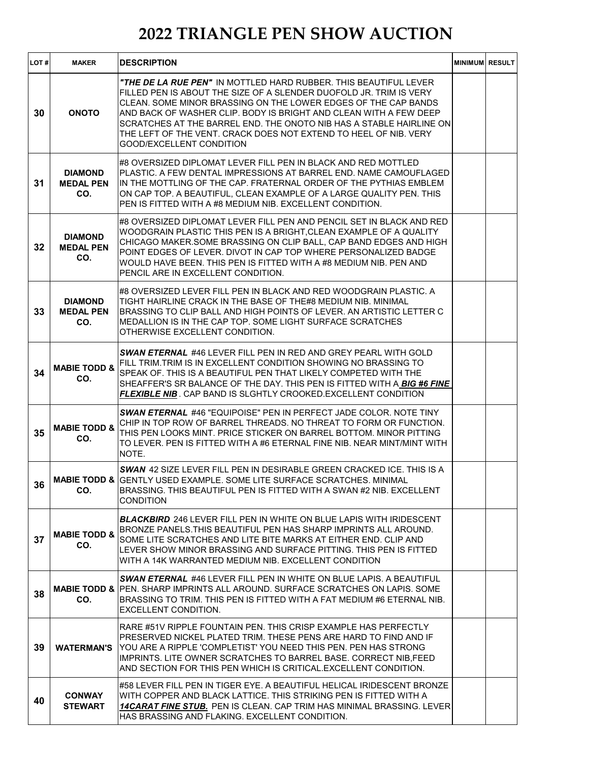# 2022 TRIANGLE PEN SHOW AUCTION

| LOT # | MAKER | DESCRIPTION | MINIMUM | RESULT |
|---|---|---|---|---|
| 30 | ONOTO | ***"THE DE LA RUE PEN"*** IN MOTTLED HARD RUBBER. THIS BEAUTIFUL LEVER FILLED PEN IS ABOUT THE SIZE OF A SLENDER DUOFOLD JR. TRIM IS VERY CLEAN. SOME MINOR BRASSING ON THE LOWER EDGES OF THE CAP BANDS AND BACK OF WASHER CLIP. BODY IS BRIGHT AND CLEAN WITH A FEW DEEP SCRATCHES AT THE BARREL END. THE ONOTO NIB HAS A STABLE HAIRLINE ON THE LEFT OF THE VENT. CRACK DOES NOT EXTEND TO HEEL OF NIB. VERY GOOD/EXCELLENT CONDITION | | |
| 31 | DIAMOND MEDAL PEN CO. | #8 OVERSIZED DIPLOMAT LEVER FILL PEN IN BLACK AND RED MOTTLED PLASTIC. A FEW DENTAL IMPRESSIONS AT BARREL END. NAME CAMOUFLAGED IN THE MOTTLING OF THE CAP. FRATERNAL ORDER OF THE PYTHIAS EMBLEM ON CAP TOP. A BEAUTIFUL, CLEAN EXAMPLE OF A LARGE QUALITY PEN. THIS PEN IS FITTED WITH A #8 MEDIUM NIB. EXCELLENT CONDITION. | | |
| 32 | DIAMOND MEDAL PEN CO. | #8 OVERSIZED DIPLOMAT LEVER FILL PEN AND PENCIL SET IN BLACK AND RED WOODGRAIN PLASTIC THIS PEN IS A BRIGHT,CLEAN EXAMPLE OF A QUALITY CHICAGO MAKER.SOME BRASSING ON CLIP BALL, CAP BAND EDGES AND HIGH POINT EDGES OF LEVER. DIVOT IN CAP TOP WHERE PERSONALIZED BADGE WOULD HAVE BEEN. THIS PEN IS FITTED WITH A #8 MEDIUM NIB. PEN AND PENCIL ARE IN EXCELLENT CONDITION. | | |
| 33 | DIAMOND MEDAL PEN CO. | #8 OVERSIZED LEVER FILL PEN IN BLACK AND RED WOODGRAIN PLASTIC. A TIGHT HAIRLINE CRACK IN THE BASE OF THE#8 MEDIUM NIB. MINIMAL BRASSING TO CLIP BALL AND HIGH POINTS OF LEVER. AN ARTISTIC LETTER C MEDALLION IS IN THE CAP TOP. SOME LIGHT SURFACE SCRATCHES OTHERWISE EXCELLENT CONDITION. | | |
| 34 | MABIE TODD & CO. | ***SWAN ETERNAL*** #46 LEVER FILL PEN IN RED AND GREY PEARL WITH GOLD FILL TRIM.TRIM IS IN EXCELLENT CONDITION SHOWING NO BRASSING TO SPEAK OF. THIS IS A BEAUTIFUL PEN THAT LIKELY COMPETED WITH THE SHEAFFER'S SR BALANCE OF THE DAY. THIS PEN IS FITTED WITH A ***BIG #6 FINE FLEXIBLE NIB*** . CAP BAND IS SLGHTLY CROOKED.EXCELLENT CONDITION | | |
| 35 | MABIE TODD & CO. | ***SWAN ETERNAL*** #46 "EQUIPOISE" PEN IN PERFECT JADE COLOR. NOTE TINY CHIP IN TOP ROW OF BARREL THREADS. NO THREAT TO FORM OR FUNCTION. THIS PEN LOOKS MINT. PRICE STICKER ON BARREL BOTTOM. MINOR PITTING TO LEVER. PEN IS FITTED WITH A #6 ETERNAL FINE NIB. NEAR MINT/MINT WITH NOTE. | | |
| 36 | MABIE TODD & CO. | ***SWAN*** 42 SIZE LEVER FILL PEN IN DESIRABLE GREEN CRACKED ICE. THIS IS A GENTLY USED EXAMPLE. SOME LITE SURFACE SCRATCHES. MINIMAL BRASSING. THIS BEAUTIFUL PEN IS FITTED WITH A SWAN #2 NIB. EXCELLENT CONDITION | | |
| 37 | MABIE TODD & CO. | ***BLACKBIRD*** 246 LEVER FILL PEN IN WHITE ON BLUE LAPIS WITH IRIDESCENT BRONZE PANELS.THIS BEAUTIFUL PEN HAS SHARP IMPRINTS ALL AROUND. SOME LITE SCRATCHES AND LITE BITE MARKS AT EITHER END. CLIP AND LEVER SHOW MINOR BRASSING AND SURFACE PITTING. THIS PEN IS FITTED WITH A 14K WARRANTED MEDIUM NIB. EXCELLENT CONDITION | | |
| 38 | MABIE TODD & CO. | ***SWAN ETERNAL*** #46 LEVER FILL PEN IN WHITE ON BLUE LAPIS. A BEAUTIFUL PEN. SHARP IMPRINTS ALL AROUND. SURFACE SCRATCHES ON LAPIS. SOME BRASSING TO TRIM. THIS PEN IS FITTED WITH A FAT MEDIUM #6 ETERNAL NIB. EXCELLENT CONDITION. | | |
| 39 | WATERMAN'S | RARE #51V RIPPLE FOUNTAIN PEN. THIS CRISP EXAMPLE HAS PERFECTLY PRESERVED NICKEL PLATED TRIM. THESE PENS ARE HARD TO FIND AND IF YOU ARE A RIPPLE 'COMPLETIST' YOU NEED THIS PEN. PEN HAS STRONG IMPRINTS. LITE OWNER SCRATCHES TO BARREL BASE. CORRECT NIB,FEED AND SECTION FOR THIS PEN WHICH IS CRITICAL.EXCELLENT CONDITION. | | |
| 40 | CONWAY STEWART | #58 LEVER FILL PEN IN TIGER EYE. A BEAUTIFUL HELICAL IRIDESCENT BRONZE WITH COPPER AND BLACK LATTICE. THIS STRIKING PEN IS FITTED WITH A ***14CARAT FINE STUB.*** PEN IS CLEAN. CAP TRIM HAS MINIMAL BRASSING. LEVER HAS BRASSING AND FLAKING. EXCELLENT CONDITION. | | |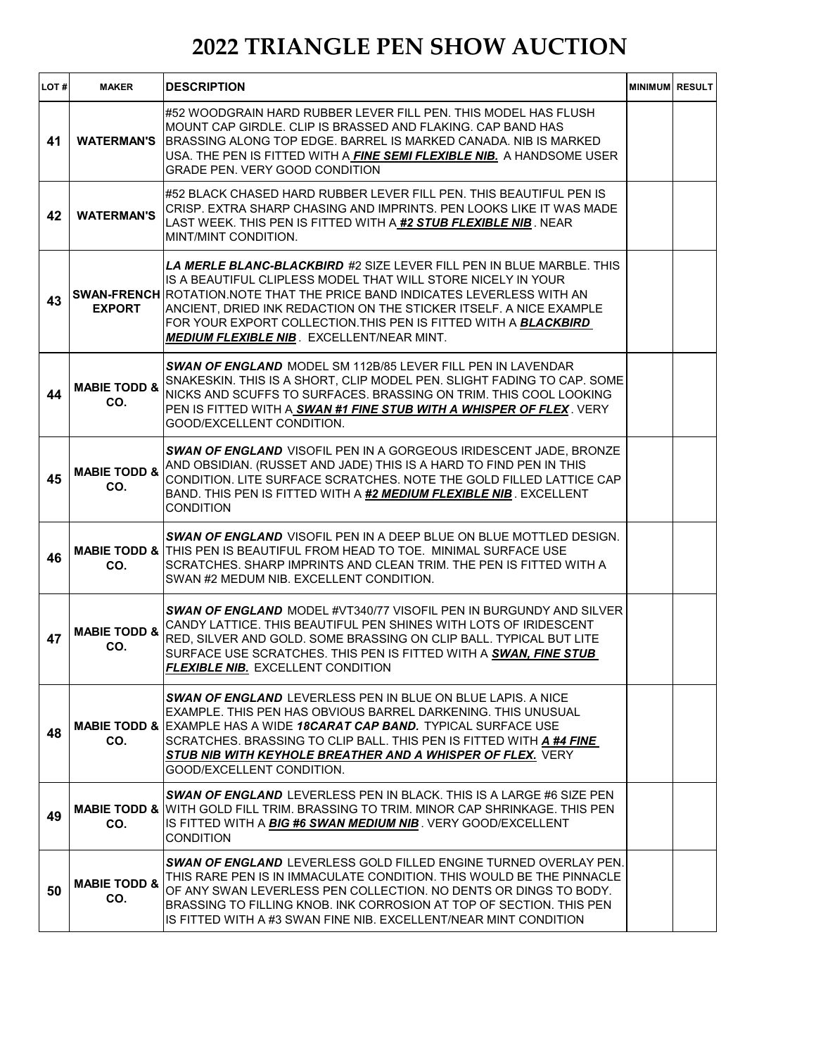# 2022 TRIANGLE PEN SHOW AUCTION

| LOT # | MAKER | DESCRIPTION | MINIMUM | RESULT |
|---|---|---|---|---|
| 41 | WATERMAN'S | #52 WOODGRAIN HARD RUBBER LEVER FILL PEN. THIS MODEL HAS FLUSH MOUNT CAP GIRDLE. CLIP IS BRASSED AND FLAKING. CAP BAND HAS BRASSING ALONG TOP EDGE. BARREL IS MARKED CANADA. NIB IS MARKED USA. THE PEN IS FITTED WITH A ***FINE SEMI FLEXIBLE NIB.*** A HANDSOME USER GRADE PEN. VERY GOOD CONDITION | | |
| 42 | WATERMAN'S | #52 BLACK CHASED HARD RUBBER LEVER FILL PEN. THIS BEAUTIFUL PEN IS CRISP. EXTRA SHARP CHASING AND IMPRINTS. PEN LOOKS LIKE IT WAS MADE LAST WEEK. THIS PEN IS FITTED WITH A ***#2 STUB FLEXIBLE NIB***. NEAR MINT/MINT CONDITION. | | |
| 43 | SWAN-FRENCH EXPORT | ***LA MERLE BLANC-BLACKBIRD*** #2 SIZE LEVER FILL PEN IN BLUE MARBLE. THIS IS A BEAUTIFUL CLIPLESS MODEL THAT WILL STORE NICELY IN YOUR ROTATION.NOTE THAT THE PRICE BAND INDICATES LEVERLESS WITH AN ANCIENT, DRIED INK REDACTION ON THE STICKER ITSELF. A NICE EXAMPLE FOR YOUR EXPORT COLLECTION.THIS PEN IS FITTED WITH A ***BLACKBIRD MEDIUM FLEXIBLE NIB***. EXCELLENT/NEAR MINT. | | |
| 44 | MABIE TODD & CO. | ***SWAN OF ENGLAND*** MODEL SM 112B/85 LEVER FILL PEN IN LAVENDAR SNAKESKIN. THIS IS A SHORT, CLIP MODEL PEN. SLIGHT FADING TO CAP. SOME NICKS AND SCUFFS TO SURFACES. BRASSING ON TRIM. THIS COOL LOOKING PEN IS FITTED WITH A ***SWAN #1 FINE STUB WITH A WHISPER OF FLEX***. VERY GOOD/EXCELLENT CONDITION. | | |
| 45 | MABIE TODD & CO. | ***SWAN OF ENGLAND*** VISOFIL PEN IN A GORGEOUS IRIDESCENT JADE, BRONZE AND OBSIDIAN. (RUSSET AND JADE) THIS IS A HARD TO FIND PEN IN THIS CONDITION. LITE SURFACE SCRATCHES. NOTE THE GOLD FILLED LATTICE CAP BAND. THIS PEN IS FITTED WITH A ***#2 MEDIUM FLEXIBLE NIB***. EXCELLENT CONDITION | | |
| 46 | MABIE TODD & CO. | ***SWAN OF ENGLAND*** VISOFIL PEN IN A DEEP BLUE ON BLUE MOTTLED DESIGN. THIS PEN IS BEAUTIFUL FROM HEAD TO TOE. MINIMAL SURFACE USE SCRATCHES. SHARP IMPRINTS AND CLEAN TRIM. THE PEN IS FITTED WITH A SWAN #2 MEDUM NIB. EXCELLENT CONDITION. | | |
| 47 | MABIE TODD & CO. | ***SWAN OF ENGLAND*** MODEL #VT340/77 VISOFIL PEN IN BURGUNDY AND SILVER CANDY LATTICE. THIS BEAUTIFUL PEN SHINES WITH LOTS OF IRIDESCENT RED, SILVER AND GOLD. SOME BRASSING ON CLIP BALL. TYPICAL BUT LITE SURFACE USE SCRATCHES. THIS PEN IS FITTED WITH A ***SWAN, FINE STUB FLEXIBLE NIB.*** EXCELLENT CONDITION | | |
| 48 | MABIE TODD & CO. | ***SWAN OF ENGLAND*** LEVERLESS PEN IN BLUE ON BLUE LAPIS. A NICE EXAMPLE. THIS PEN HAS OBVIOUS BARREL DARKENING. THIS UNUSUAL EXAMPLE HAS A WIDE ***18CARAT CAP BAND.*** TYPICAL SURFACE USE SCRATCHES. BRASSING TO CLIP BALL. THIS PEN IS FITTED WITH ***A #4 FINE STUB NIB WITH KEYHOLE BREATHER AND A WHISPER OF FLEX.*** VERY GOOD/EXCELLENT CONDITION. | | |
| 49 | MABIE TODD & CO. | ***SWAN OF ENGLAND*** LEVERLESS PEN IN BLACK. THIS IS A LARGE #6 SIZE PEN WITH GOLD FILL TRIM. BRASSING TO TRIM. MINOR CAP SHRINKAGE. THIS PEN IS FITTED WITH A ***BIG #6 SWAN MEDIUM NIB***. VERY GOOD/EXCELLENT CONDITION | | |
| 50 | MABIE TODD & CO. | ***SWAN OF ENGLAND*** LEVERLESS GOLD FILLED ENGINE TURNED OVERLAY PEN. THIS RARE PEN IS IN IMMACULATE CONDITION. THIS WOULD BE THE PINNACLE OF ANY SWAN LEVERLESS PEN COLLECTION. NO DENTS OR DINGS TO BODY. BRASSING TO FILLING KNOB. INK CORROSION AT TOP OF SECTION. THIS PEN IS FITTED WITH A #3 SWAN FINE NIB. EXCELLENT/NEAR MINT CONDITION | | |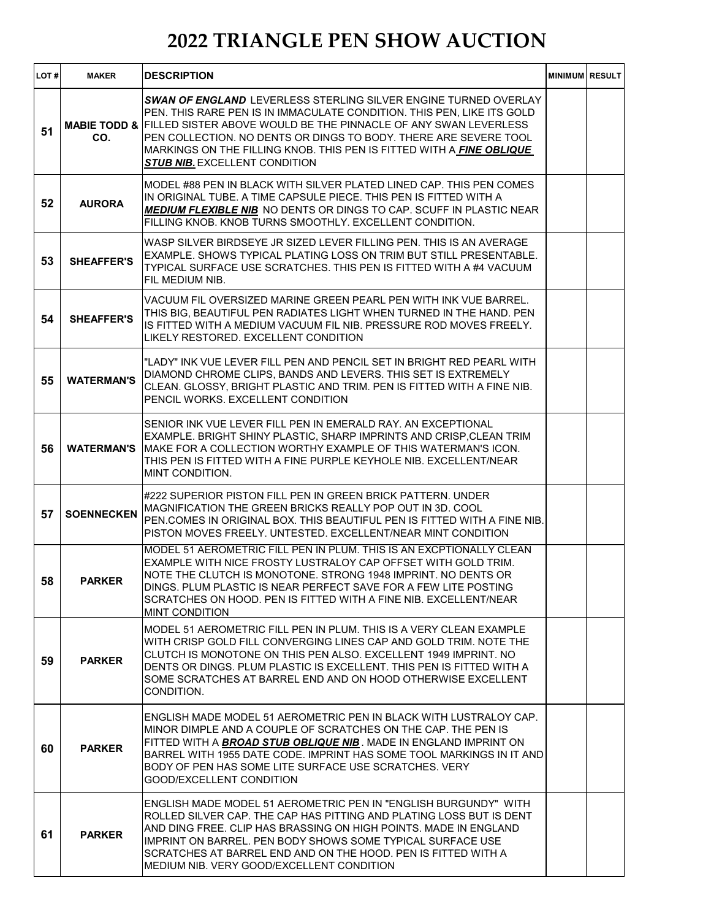# 2022 TRIANGLE PEN SHOW AUCTION

| LOT # | MAKER | DESCRIPTION | MINIMUM | RESULT |
|---|---|---|---|---|
| 51 | MABIE TODD & CO. | ***SWAN OF ENGLAND*** LEVERLESS STERLING SILVER ENGINE TURNED OVERLAY PEN. THIS RARE PEN IS IN IMMACULATE CONDITION. THIS PEN, LIKE ITS GOLD FILLED SISTER ABOVE WOULD BE THE PINNACLE OF ANY SWAN LEVERLESS PEN COLLECTION. NO DENTS OR DINGS TO BODY. THERE ARE SEVERE TOOL MARKINGS ON THE FILLING KNOB. THIS PEN IS FITTED WITH A ***FINE OBLIQUE STUB NIB.*** EXCELLENT CONDITION | | |
| 52 | AURORA | MODEL #88 PEN IN BLACK WITH SILVER PLATED LINED CAP. THIS PEN COMES IN ORIGINAL TUBE. A TIME CAPSULE PIECE. THIS PEN IS FITTED WITH A ***MEDIUM FLEXIBLE NIB*** NO DENTS OR DINGS TO CAP. SCUFF IN PLASTIC NEAR FILLING KNOB. KNOB TURNS SMOOTHLY. EXCELLENT CONDITION. | | |
| 53 | SHEAFFER'S | WASP SILVER BIRDSEYE JR SIZED LEVER FILLING PEN. THIS IS AN AVERAGE EXAMPLE. SHOWS TYPICAL PLATING LOSS ON TRIM BUT STILL PRESENTABLE. TYPICAL SURFACE USE SCRATCHES. THIS PEN IS FITTED WITH A #4 VACUUM FIL MEDIUM NIB. | | |
| 54 | SHEAFFER'S | VACUUM FIL OVERSIZED MARINE GREEN PEARL PEN WITH INK VUE BARREL. THIS BIG, BEAUTIFUL PEN RADIATES LIGHT WHEN TURNED IN THE HAND. PEN IS FITTED WITH A MEDIUM VACUUM FIL NIB. PRESSURE ROD MOVES FREELY. LIKELY RESTORED. EXCELLENT CONDITION | | |
| 55 | WATERMAN'S | "LADY" INK VUE LEVER FILL PEN AND PENCIL SET IN BRIGHT RED PEARL WITH DIAMOND CHROME CLIPS, BANDS AND LEVERS. THIS SET IS EXTREMELY CLEAN. GLOSSY, BRIGHT PLASTIC AND TRIM. PEN IS FITTED WITH A FINE NIB. PENCIL WORKS. EXCELLENT CONDITION | | |
| 56 | WATERMAN'S | SENIOR INK VUE LEVER FILL PEN IN EMERALD RAY. AN EXCEPTIONAL EXAMPLE. BRIGHT SHINY PLASTIC, SHARP IMPRINTS AND CRISP,CLEAN TRIM MAKE FOR A COLLECTION WORTHY EXAMPLE OF THIS WATERMAN'S ICON. THIS PEN IS FITTED WITH A FINE PURPLE KEYHOLE NIB. EXCELLENT/NEAR MINT CONDITION. | | |
| 57 | SOENNECKEN | #222 SUPERIOR PISTON FILL PEN IN GREEN BRICK PATTERN. UNDER MAGNIFICATION THE GREEN BRICKS REALLY POP OUT IN 3D. COOL PEN.COMES IN ORIGINAL BOX. THIS BEAUTIFUL PEN IS FITTED WITH A FINE NIB. PISTON MOVES FREELY. UNTESTED. EXCELLENT/NEAR MINT CONDITION | | |
| 58 | PARKER | MODEL 51 AEROMETRIC FILL PEN IN PLUM. THIS IS AN EXCPTIONALLY CLEAN EXAMPLE WITH NICE FROSTY LUSTRALOY CAP OFFSET WITH GOLD TRIM. NOTE THE CLUTCH IS MONOTONE. STRONG 1948 IMPRINT. NO DENTS OR DINGS. PLUM PLASTIC IS NEAR PERFECT SAVE FOR A FEW LITE POSTING SCRATCHES ON HOOD. PEN IS FITTED WITH A FINE NIB. EXCELLENT/NEAR MINT CONDITION | | |
| 59 | PARKER | MODEL 51 AEROMETRIC FILL PEN IN PLUM. THIS IS A VERY CLEAN EXAMPLE WITH CRISP GOLD FILL CONVERGING LINES CAP AND GOLD TRIM. NOTE THE CLUTCH IS MONOTONE ON THIS PEN ALSO. EXCELLENT 1949 IMPRINT. NO DENTS OR DINGS. PLUM PLASTIC IS EXCELLENT. THIS PEN IS FITTED WITH A SOME SCRATCHES AT BARREL END AND ON HOOD OTHERWISE EXCELLENT CONDITION. | | |
| 60 | PARKER | ENGLISH MADE MODEL 51 AEROMETRIC PEN IN BLACK WITH LUSTRALOY CAP. MINOR DIMPLE AND A COUPLE OF SCRATCHES ON THE CAP. THE PEN IS FITTED WITH A ***BROAD STUB OBLIQUE NIB*** . MADE IN ENGLAND IMPRINT ON BARREL WITH 1955 DATE CODE. IMPRINT HAS SOME TOOL MARKINGS IN IT AND BODY OF PEN HAS SOME LITE SURFACE USE SCRATCHES. VERY GOOD/EXCELLENT CONDITION | | |
| 61 | PARKER | ENGLISH MADE MODEL 51 AEROMETRIC PEN IN "ENGLISH BURGUNDY" WITH ROLLED SILVER CAP. THE CAP HAS PITTING AND PLATING LOSS BUT IS DENT AND DING FREE. CLIP HAS BRASSING ON HIGH POINTS. MADE IN ENGLAND IMPRINT ON BARREL. PEN BODY SHOWS SOME TYPICAL SURFACE USE SCRATCHES AT BARREL END AND ON THE HOOD. PEN IS FITTED WITH A MEDIUM NIB. VERY GOOD/EXCELLENT CONDITION | | |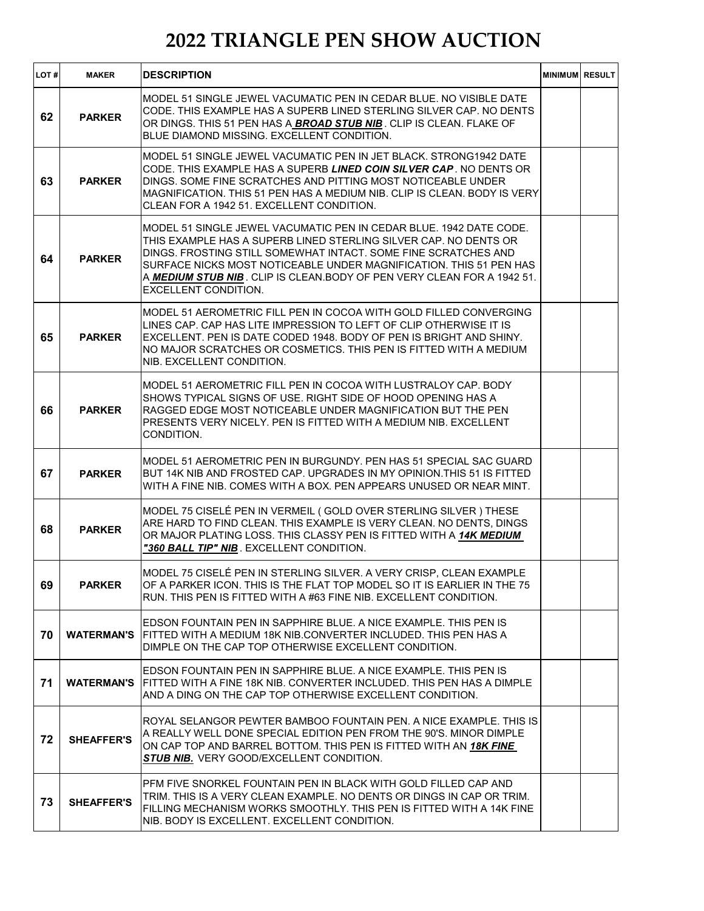# 2022 TRIANGLE PEN SHOW AUCTION

| LOT # | MAKER | DESCRIPTION | MINIMUM | RESULT |
|---|---|---|---|---|
| 62 | PARKER | MODEL 51 SINGLE JEWEL VACUMATIC PEN IN CEDAR BLUE. NO VISIBLE DATE CODE. THIS EXAMPLE HAS A SUPERB LINED STERLING SILVER CAP. NO DENTS OR DINGS. THIS 51 PEN HAS A ***BROAD STUB NIB***. CLIP IS CLEAN. FLAKE OF BLUE DIAMOND MISSING. EXCELLENT CONDITION. | | |
| 63 | PARKER | MODEL 51 SINGLE JEWEL VACUMATIC PEN IN JET BLACK. STRONG1942 DATE CODE. THIS EXAMPLE HAS A SUPERB ***LINED COIN SILVER CAP***. NO DENTS OR DINGS. SOME FINE SCRATCHES AND PITTING MOST NOTICEABLE UNDER MAGNIFICATION. THIS 51 PEN HAS A MEDIUM NIB. CLIP IS CLEAN. BODY IS VERY CLEAN FOR A 1942 51. EXCELLENT CONDITION. | | |
| 64 | PARKER | MODEL 51 SINGLE JEWEL VACUMATIC PEN IN CEDAR BLUE. 1942 DATE CODE. THIS EXAMPLE HAS A SUPERB LINED STERLING SILVER CAP. NO DENTS OR DINGS. FROSTING STILL SOMEWHAT INTACT. SOME FINE SCRATCHES AND SURFACE NICKS MOST NOTICEABLE UNDER MAGNIFICATION. THIS 51 PEN HAS A ***MEDIUM STUB NIB***. CLIP IS CLEAN.BODY OF PEN VERY CLEAN FOR A 1942 51. EXCELLENT CONDITION. | | |
| 65 | PARKER | MODEL 51 AEROMETRIC FILL PEN IN COCOA WITH GOLD FILLED CONVERGING LINES CAP. CAP HAS LITE IMPRESSION TO LEFT OF CLIP OTHERWISE IT IS EXCELLENT. PEN IS DATE CODED 1948. BODY OF PEN IS BRIGHT AND SHINY. NO MAJOR SCRATCHES OR COSMETICS. THIS PEN IS FITTED WITH A MEDIUM NIB. EXCELLENT CONDITION. | | |
| 66 | PARKER | MODEL 51 AEROMETRIC FILL PEN IN COCOA WITH LUSTRALOY CAP. BODY SHOWS TYPICAL SIGNS OF USE. RIGHT SIDE OF HOOD OPENING HAS A RAGGED EDGE MOST NOTICEABLE UNDER MAGNIFICATION BUT THE PEN PRESENTS VERY NICELY. PEN IS FITTED WITH A MEDIUM NIB. EXCELLENT CONDITION. | | |
| 67 | PARKER | MODEL 51 AEROMETRIC PEN IN BURGUNDY. PEN HAS 51 SPECIAL SAC GUARD BUT 14K NIB AND FROSTED CAP. UPGRADES IN MY OPINION.THIS 51 IS FITTED WITH A FINE NIB. COMES WITH A BOX. PEN APPEARS UNUSED OR NEAR MINT. | | |
| 68 | PARKER | MODEL 75 CISELÉ PEN IN VERMEIL ( GOLD OVER STERLING SILVER ) THESE ARE HARD TO FIND CLEAN. THIS EXAMPLE IS VERY CLEAN. NO DENTS, DINGS OR MAJOR PLATING LOSS. THIS CLASSY PEN IS FITTED WITH A ***14K MEDIUM "360 BALL TIP" NIB***. EXCELLENT CONDITION. | | |
| 69 | PARKER | MODEL 75 CISELÉ PEN IN STERLING SILVER. A VERY CRISP, CLEAN EXAMPLE OF A PARKER ICON. THIS IS THE FLAT TOP MODEL SO IT IS EARLIER IN THE 75 RUN. THIS PEN IS FITTED WITH A #63 FINE NIB. EXCELLENT CONDITION. | | |
| 70 | WATERMAN'S | EDSON FOUNTAIN PEN IN SAPPHIRE BLUE. A NICE EXAMPLE. THIS PEN IS FITTED WITH A MEDIUM 18K NIB.CONVERTER INCLUDED. THIS PEN HAS A DIMPLE ON THE CAP TOP OTHERWISE EXCELLENT CONDITION. | | |
| 71 | WATERMAN'S | EDSON FOUNTAIN PEN IN SAPPHIRE BLUE. A NICE EXAMPLE. THIS PEN IS FITTED WITH A FINE 18K NIB. CONVERTER INCLUDED. THIS PEN HAS A DIMPLE AND A DING ON THE CAP TOP OTHERWISE EXCELLENT CONDITION. | | |
| 72 | SHEAFFER'S | ROYAL SELANGOR PEWTER BAMBOO FOUNTAIN PEN. A NICE EXAMPLE. THIS IS A REALLY WELL DONE SPECIAL EDITION PEN FROM THE 90'S. MINOR DIMPLE ON CAP TOP AND BARREL BOTTOM. THIS PEN IS FITTED WITH AN ***18K FINE STUB NIB.*** VERY GOOD/EXCELLENT CONDITION. | | |
| 73 | SHEAFFER'S | PFM FIVE SNORKEL FOUNTAIN PEN IN BLACK WITH GOLD FILLED CAP AND TRIM. THIS IS A VERY CLEAN EXAMPLE. NO DENTS OR DINGS IN CAP OR TRIM. FILLING MECHANISM WORKS SMOOTHLY. THIS PEN IS FITTED WITH A 14K FINE NIB. BODY IS EXCELLENT. EXCELLENT CONDITION. | | |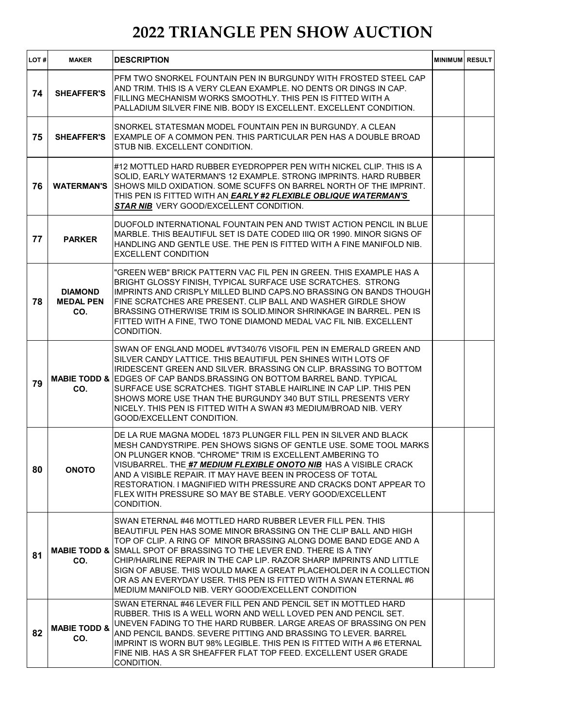# 2022 TRIANGLE PEN SHOW AUCTION

| LOT # | MAKER | DESCRIPTION | MINIMUM | RESULT |
|---|---|---|---|---|
| 74 | SHEAFFER'S | PFM TWO SNORKEL FOUNTAIN PEN IN BURGUNDY WITH FROSTED STEEL CAP AND TRIM. THIS IS A VERY CLEAN EXAMPLE. NO DENTS OR DINGS IN CAP. FILLING MECHANISM WORKS SMOOTHLY. THIS PEN IS FITTED WITH A PALLADIUM SILVER FINE NIB. BODY IS EXCELLENT. EXCELLENT CONDITION. | | |
| 75 | SHEAFFER'S | SNORKEL STATESMAN MODEL FOUNTAIN PEN IN BURGUNDY. A CLEAN EXAMPLE OF A COMMON PEN. THIS PARTICULAR PEN HAS A DOUBLE BROAD STUB NIB. EXCELLENT CONDITION. | | |
| 76 | WATERMAN'S | #12 MOTTLED HARD RUBBER EYEDROPPER PEN WITH NICKEL CLIP. THIS IS A SOLID, EARLY WATERMAN'S 12 EXAMPLE. STRONG IMPRINTS. HARD RUBBER SHOWS MILD OXIDATION. SOME SCUFFS ON BARREL NORTH OF THE IMPRINT. THIS PEN IS FITTED WITH AN ***EARLY #2 FLEXIBLE OBLIQUE WATERMAN'S STAR NIB*** VERY GOOD/EXCELLENT CONDITION. | | |
| 77 | PARKER | DUOFOLD INTERNATIONAL FOUNTAIN PEN AND TWIST ACTION PENCIL IN BLUE MARBLE. THIS BEAUTIFUL SET IS DATE CODED IIIQ OR 1990. MINOR SIGNS OF HANDLING AND GENTLE USE. THE PEN IS FITTED WITH A FINE MANIFOLD NIB. EXCELLENT CONDITION | | |
| 78 | DIAMOND MEDAL PEN CO. | "GREEN WEB" BRICK PATTERN VAC FIL PEN IN GREEN. THIS EXAMPLE HAS A BRIGHT GLOSSY FINISH, TYPICAL SURFACE USE SCRATCHES. STRONG IMPRINTS AND CRISPLY MILLED BLIND CAPS.NO BRASSING ON BANDS THOUGH FINE SCRATCHES ARE PRESENT. CLIP BALL AND WASHER GIRDLE SHOW BRASSING OTHERWISE TRIM IS SOLID.MINOR SHRINKAGE IN BARREL. PEN IS FITTED WITH A FINE, TWO TONE DIAMOND MEDAL VAC FIL NIB. EXCELLENT CONDITION. | | |
| 79 | MABIE TODD & CO. | SWAN OF ENGLAND MODEL #VT340/76 VISOFIL PEN IN EMERALD GREEN AND SILVER CANDY LATTICE. THIS BEAUTIFUL PEN SHINES WITH LOTS OF IRIDESCENT GREEN AND SILVER. BRASSING ON CLIP. BRASSING TO BOTTOM EDGES OF CAP BANDS.BRASSING ON BOTTOM BARREL BAND. TYPICAL SURFACE USE SCRATCHES. TIGHT STABLE HAIRLINE IN CAP LIP. THIS PEN SHOWS MORE USE THAN THE BURGUNDY 340 BUT STILL PRESENTS VERY NICELY. THIS PEN IS FITTED WITH A SWAN #3 MEDIUM/BROAD NIB. VERY GOOD/EXCELLENT CONDITION. | | |
| 80 | ONOTO | DE LA RUE MAGNA MODEL 1873 PLUNGER FILL PEN IN SILVER AND BLACK MESH CANDYSTRIPE. PEN SHOWS SIGNS OF GENTLE USE. SOME TOOL MARKS ON PLUNGER KNOB. "CHROME" TRIM IS EXCELLENT.AMBERING TO VISUBARREL. THE ***#7 MEDIUM FLEXIBLE ONOTO NIB*** HAS A VISIBLE CRACK AND A VISIBLE REPAIR. IT MAY HAVE BEEN IN PROCESS OF TOTAL RESTORATION. I MAGNIFIED WITH PRESSURE AND CRACKS DONT APPEAR TO FLEX WITH PRESSURE SO MAY BE STABLE. VERY GOOD/EXCELLENT CONDITION. | | |
| 81 | MABIE TODD & CO. | SWAN ETERNAL #46 MOTTLED HARD RUBBER LEVER FILL PEN. THIS BEAUTIFUL PEN HAS SOME MINOR BRASSING ON THE CLIP BALL AND HIGH TOP OF CLIP. A RING OF MINOR BRASSING ALONG DOME BAND EDGE AND A SMALL SPOT OF BRASSING TO THE LEVER END. THERE IS A TINY CHIP/HAIRLINE REPAIR IN THE CAP LIP. RAZOR SHARP IMPRINTS AND LITTLE SIGN OF ABUSE. THIS WOULD MAKE A GREAT PLACEHOLDER IN A COLLECTION OR AS AN EVERYDAY USER. THIS PEN IS FITTED WITH A SWAN ETERNAL #6 MEDIUM MANIFOLD NIB. VERY GOOD/EXCELLENT CONDITION | | |
| 82 | MABIE TODD & CO. | SWAN ETERNAL #46 LEVER FILL PEN AND PENCIL SET IN MOTTLED HARD RUBBER. THIS IS A WELL WORN AND WELL LOVED PEN AND PENCIL SET. UNEVEN FADING TO THE HARD RUBBER. LARGE AREAS OF BRASSING ON PEN AND PENCIL BANDS. SEVERE PITTING AND BRASSING TO LEVER. BARREL IMPRINT IS WORN BUT 98% LEGIBLE. THIS PEN IS FITTED WITH A #6 ETERNAL FINE NIB. HAS A SR SHEAFFER FLAT TOP FEED. EXCELLENT USER GRADE CONDITION. | | |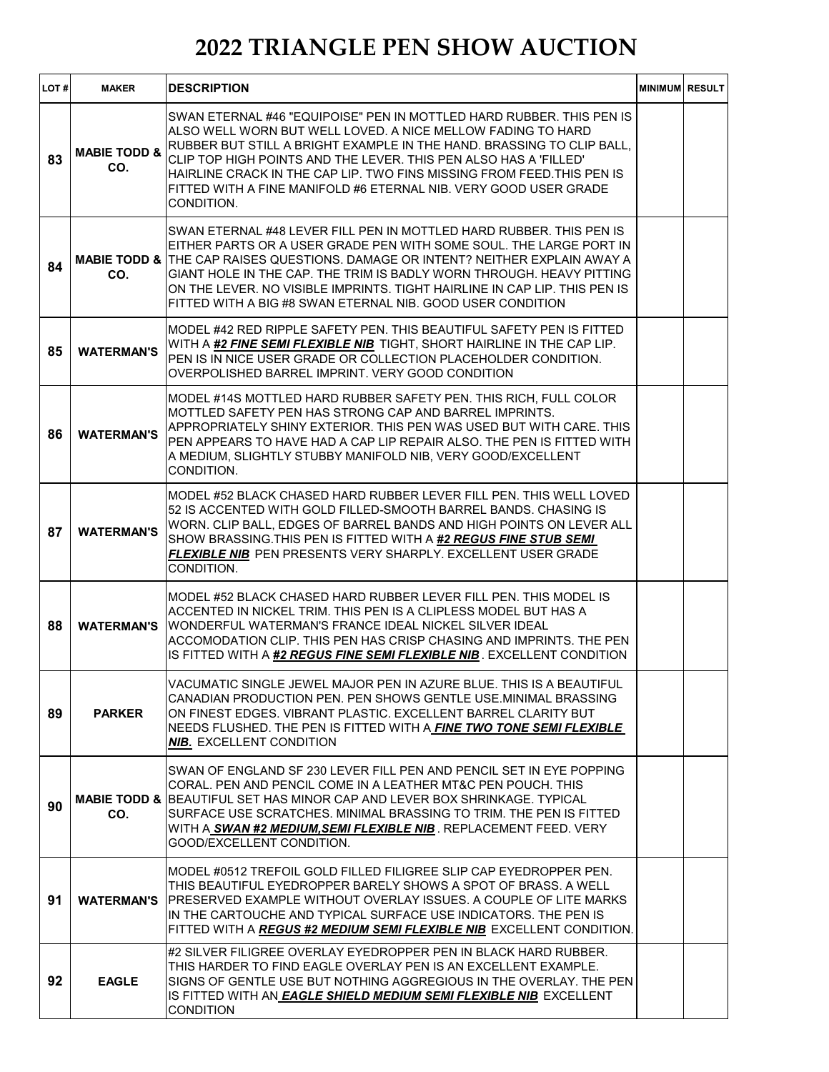# 2022 TRIANGLE PEN SHOW AUCTION

| LOT # | MAKER | DESCRIPTION | MINIMUM | RESULT |
|---|---|---|---|---|
| 83 | MABIE TODD & CO. | SWAN ETERNAL #46 "EQUIPOISE" PEN IN MOTTLED HARD RUBBER. THIS PEN IS ALSO WELL WORN BUT WELL LOVED. A NICE MELLOW FADING TO HARD RUBBER BUT STILL A BRIGHT EXAMPLE IN THE HAND. BRASSING TO CLIP BALL, CLIP TOP HIGH POINTS AND THE LEVER. THIS PEN ALSO HAS A 'FILLED' HAIRLINE CRACK IN THE CAP LIP. TWO FINS MISSING FROM FEED.THIS PEN IS FITTED WITH A FINE MANIFOLD #6 ETERNAL NIB. VERY GOOD USER GRADE CONDITION. | | |
| 84 | MABIE TODD & CO. | SWAN ETERNAL #48 LEVER FILL PEN IN MOTTLED HARD RUBBER. THIS PEN IS EITHER PARTS OR A USER GRADE PEN WITH SOME SOUL. THE LARGE PORT IN THE CAP RAISES QUESTIONS. DAMAGE OR INTENT? NEITHER EXPLAIN AWAY A GIANT HOLE IN THE CAP. THE TRIM IS BADLY WORN THROUGH. HEAVY PITTING ON THE LEVER. NO VISIBLE IMPRINTS. TIGHT HAIRLINE IN CAP LIP. THIS PEN IS FITTED WITH A BIG #8 SWAN ETERNAL NIB. GOOD USER CONDITION | | |
| 85 | WATERMAN'S | MODEL #42 RED RIPPLE SAFETY PEN. THIS BEAUTIFUL SAFETY PEN IS FITTED WITH A ***#2 FINE SEMI FLEXIBLE NIB*** TIGHT, SHORT HAIRLINE IN THE CAP LIP. PEN IS IN NICE USER GRADE OR COLLECTION PLACEHOLDER CONDITION. OVERPOLISHED BARREL IMPRINT. VERY GOOD CONDITION | | |
| 86 | WATERMAN'S | MODEL #14S MOTTLED HARD RUBBER SAFETY PEN. THIS RICH, FULL COLOR MOTTLED SAFETY PEN HAS STRONG CAP AND BARREL IMPRINTS. APPROPRIATELY SHINY EXTERIOR. THIS PEN WAS USED BUT WITH CARE. THIS PEN APPEARS TO HAVE HAD A CAP LIP REPAIR ALSO. THE PEN IS FITTED WITH A MEDIUM, SLIGHTLY STUBBY MANIFOLD NIB, VERY GOOD/EXCELLENT CONDITION. | | |
| 87 | WATERMAN'S | MODEL #52 BLACK CHASED HARD RUBBER LEVER FILL PEN. THIS WELL LOVED 52 IS ACCENTED WITH GOLD FILLED-SMOOTH BARREL BANDS. CHASING IS WORN. CLIP BALL, EDGES OF BARREL BANDS AND HIGH POINTS ON LEVER ALL SHOW BRASSING.THIS PEN IS FITTED WITH A ***#2 REGUS FINE STUB SEMI FLEXIBLE NIB*** PEN PRESENTS VERY SHARPLY. EXCELLENT USER GRADE CONDITION. | | |
| 88 | WATERMAN'S | MODEL #52 BLACK CHASED HARD RUBBER LEVER FILL PEN. THIS MODEL IS ACCENTED IN NICKEL TRIM. THIS PEN IS A CLIPLESS MODEL BUT HAS A WONDERFUL WATERMAN'S FRANCE IDEAL NICKEL SILVER IDEAL ACCOMODATION CLIP. THIS PEN HAS CRISP CHASING AND IMPRINTS. THE PEN IS FITTED WITH A ***#2 REGUS FINE SEMI FLEXIBLE NIB***. EXCELLENT CONDITION | | |
| 89 | PARKER | VACUMATIC SINGLE JEWEL MAJOR PEN IN AZURE BLUE. THIS IS A BEAUTIFUL CANADIAN PRODUCTION PEN. PEN SHOWS GENTLE USE.MINIMAL BRASSING ON FINEST EDGES. VIBRANT PLASTIC. EXCELLENT BARREL CLARITY BUT NEEDS FLUSHED. THE PEN IS FITTED WITH A ***FINE TWO TONE SEMI FLEXIBLE NIB.*** EXCELLENT CONDITION | | |
| 90 | MABIE TODD & CO. | SWAN OF ENGLAND SF 230 LEVER FILL PEN AND PENCIL SET IN EYE POPPING CORAL. PEN AND PENCIL COME IN A LEATHER MT&C PEN POUCH. THIS BEAUTIFUL SET HAS MINOR CAP AND LEVER BOX SHRINKAGE. TYPICAL SURFACE USE SCRATCHES. MINIMAL BRASSING TO TRIM. THE PEN IS FITTED WITH A ***SWAN #2 MEDIUM,SEMI FLEXIBLE NIB***. REPLACEMENT FEED. VERY GOOD/EXCELLENT CONDITION. | | |
| 91 | WATERMAN'S | MODEL #0512 TREFOIL GOLD FILLED FILIGREE SLIP CAP EYEDROPPER PEN. THIS BEAUTIFUL EYEDROPPER BARELY SHOWS A SPOT OF BRASS. A WELL PRESERVED EXAMPLE WITHOUT OVERLAY ISSUES. A COUPLE OF LITE MARKS IN THE CARTOUCHE AND TYPICAL SURFACE USE INDICATORS. THE PEN IS FITTED WITH A ***REGUS #2 MEDIUM SEMI FLEXIBLE NIB*** EXCELLENT CONDITION. | | |
| 92 | EAGLE | #2 SILVER FILIGREE OVERLAY EYEDROPPER PEN IN BLACK HARD RUBBER. THIS HARDER TO FIND EAGLE OVERLAY PEN IS AN EXCELLENT EXAMPLE. SIGNS OF GENTLE USE BUT NOTHING AGGREGIOUS IN THE OVERLAY. THE PEN IS FITTED WITH AN ***EAGLE SHIELD MEDIUM SEMI FLEXIBLE NIB*** EXCELLENT CONDITION | | |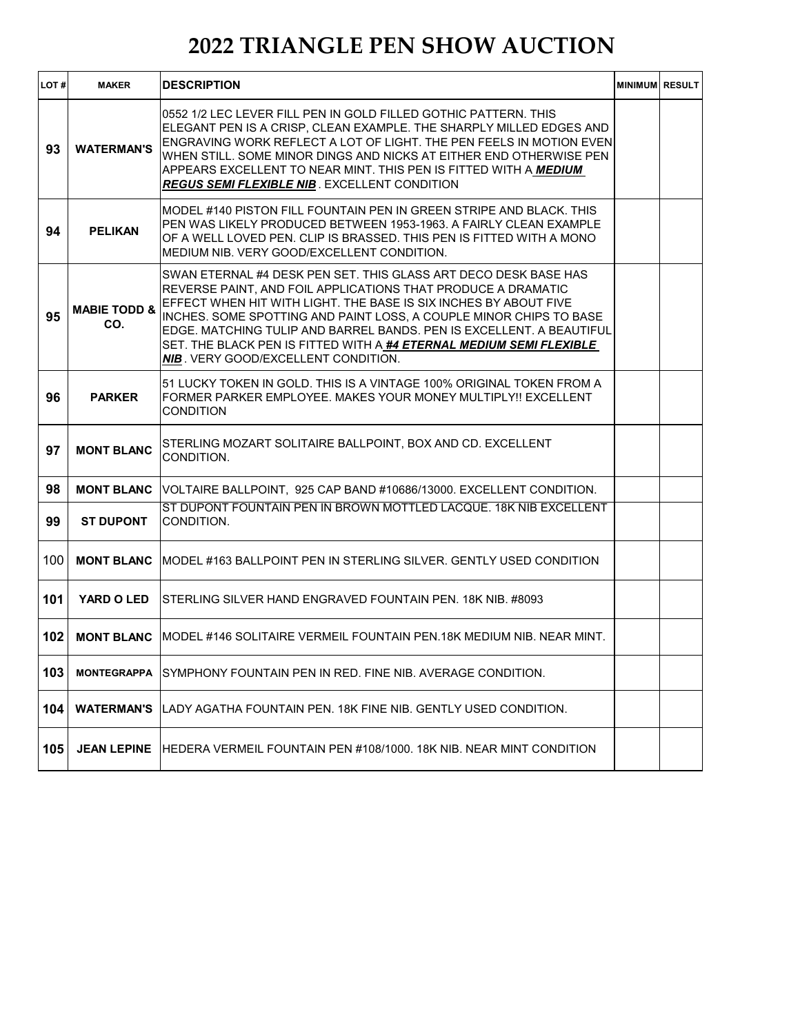# 2022 TRIANGLE PEN SHOW AUCTION

| LOT # | MAKER | DESCRIPTION | MINIMUM | RESULT |
|---|---|---|---|---|
| 93 | WATERMAN'S | 0552 1/2 LEC LEVER FILL PEN IN GOLD FILLED GOTHIC PATTERN. THIS ELEGANT PEN IS A CRISP, CLEAN EXAMPLE. THE SHARPLY MILLED EDGES AND ENGRAVING WORK REFLECT A LOT OF LIGHT. THE PEN FEELS IN MOTION EVEN WHEN STILL. SOME MINOR DINGS AND NICKS AT EITHER END OTHERWISE PEN APPEARS EXCELLENT TO NEAR MINT. THIS PEN IS FITTED WITH A ***MEDIUM REGUS SEMI FLEXIBLE NIB***. EXCELLENT CONDITION | | |
| 94 | PELIKAN | MODEL #140 PISTON FILL FOUNTAIN PEN IN GREEN STRIPE AND BLACK. THIS PEN WAS LIKELY PRODUCED BETWEEN 1953-1963. A FAIRLY CLEAN EXAMPLE OF A WELL LOVED PEN. CLIP IS BRASSED. THIS PEN IS FITTED WITH A MONO MEDIUM NIB. VERY GOOD/EXCELLENT CONDITION. | | |
| 95 | MABIE TODD & CO. | SWAN ETERNAL #4 DESK PEN SET. THIS GLASS ART DECO DESK BASE HAS REVERSE PAINT, AND FOIL APPLICATIONS THAT PRODUCE A DRAMATIC EFFECT WHEN HIT WITH LIGHT. THE BASE IS SIX INCHES BY ABOUT FIVE INCHES. SOME SPOTTING AND PAINT LOSS, A COUPLE MINOR CHIPS TO BASE EDGE. MATCHING TULIP AND BARREL BANDS. PEN IS EXCELLENT. A BEAUTIFUL SET. THE BLACK PEN IS FITTED WITH A ***#4 ETERNAL MEDIUM SEMI FLEXIBLE NIB***. VERY GOOD/EXCELLENT CONDITION. | | |
| 96 | PARKER | 51 LUCKY TOKEN IN GOLD. THIS IS A VINTAGE 100% ORIGINAL TOKEN FROM A FORMER PARKER EMPLOYEE. MAKES YOUR MONEY MULTIPLY!! EXCELLENT CONDITION | | |
| 97 | MONT BLANC | STERLING MOZART SOLITAIRE BALLPOINT, BOX AND CD. EXCELLENT CONDITION. | | |
| 98 | MONT BLANC | VOLTAIRE BALLPOINT, 925 CAP BAND #10686/13000. EXCELLENT CONDITION. | | |
| 99 | ST DUPONT | ST DUPONT FOUNTAIN PEN IN BROWN MOTTLED LACQUE. 18K NIB EXCELLENT CONDITION. | | |
| 100 | MONT BLANC | MODEL #163 BALLPOINT PEN IN STERLING SILVER. GENTLY USED CONDITION | | |
| 101 | YARD O LED | STERLING SILVER HAND ENGRAVED FOUNTAIN PEN. 18K NIB. #8093 | | |
| 102 | MONT BLANC | MODEL #146 SOLITAIRE VERMEIL FOUNTAIN PEN.18K MEDIUM NIB. NEAR MINT. | | |
| 103 | MONTEGRAPPA | SYMPHONY FOUNTAIN PEN IN RED. FINE NIB. AVERAGE CONDITION. | | |
| 104 | WATERMAN'S | LADY AGATHA FOUNTAIN PEN. 18K FINE NIB. GENTLY USED CONDITION. | | |
| 105 | JEAN LEPINE | HEDERA VERMEIL FOUNTAIN PEN #108/1000. 18K NIB. NEAR MINT CONDITION | | |